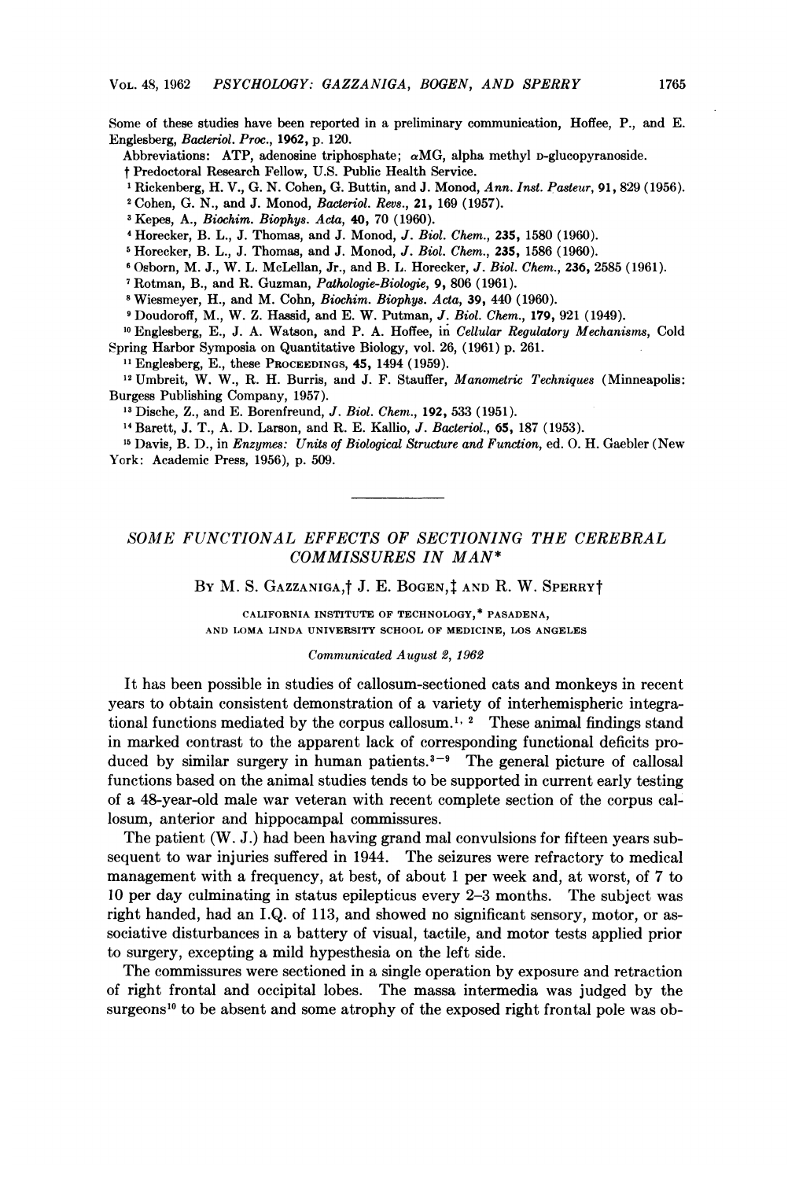Some of these studies have been reported in a preliminary communication, Hoffee, P., and E. Englesberg, *Bacteriol. Proc.*, **1962**, p. 120.

Abbreviations: ATP, adenosine triphosphate; αMG, alpha methyl D-glucopyranoside.

† Predoctoral Research Fellow, U.S. Public Health Service.

[1] Rickenberg, H. V., G. N. Cohen, G. Buttin, and J. Monod, *Ann. Inst. Pasteur*, **91**, 829 (1956).

[2] Cohen, G. N., and J. Monod, *Bacteriol. Revs.*, **21**, 169 (1957).

[3] Kepes, A., *Biochim. Biophys. Acta*, **40**, 70 (1960).

[4] Horecker, B. L., J. Thomas, and J. Monod, *J. Biol. Chem.*, **235**, 1580 (1960).

[5] Horecker, B. L., J. Thomas, and J. Monod, *J. Biol. Chem.*, **235**, 1586 (1960).

[6] Osborn, M. J., W. L. McLellan, Jr., and B. L. Horecker, *J. Biol. Chem.*, **236**, 2585 (1961).

[7] Rotman, B., and R. Guzman, *Pathologie-Biologie*, **9**, 806 (1961).

[8] Wiesmeyer, H., and M. Cohn, *Biochim. Biophys. Acta*, **39**, 440 (1960).

[9] Doudoroff, M., W. Z. Hassid, and E. W. Putman, *J. Biol. Chem.*, **179**, 921 (1949).

[10] Englesberg, E., J. A. Watson, and P. A. Hoffee, in *Cellular Regulatory Mechanisms*, Cold Spring Harbor Symposia on Quantitative Biology, vol. 26, (1961) p. 261.

[11] Englesberg, E., these PROCEEDINGS, **45**, 1494 (1959).

[12] Umbreit, W. W., R. H. Burris, and J. F. Stauffer, *Manometric Techniques* (Minneapolis: Burgess Publishing Company, 1957).

[13] Dische, Z., and E. Borenfreund, *J. Biol. Chem.*, **192**, 533 (1951).

[14] Barett, J. T., A. D. Larson, and R. E. Kallio, *J. Bacteriol.*, **65**, 187 (1953).

[15] Davis, B. D., in *Enzymes: Units of Biological Structure and Function*, ed. O. H. Gaebler (New York: Academic Press, 1956), p. 509.

---

# SOME FUNCTIONAL EFFECTS OF SECTIONING THE CEREBRAL COMMISSURES IN MAN*

**BY M. S. GAZZANIGA,† J. E. BOGEN,‡ AND R. W. SPERRY†**

CALIFORNIA INSTITUTE OF TECHNOLOGY,* PASADENA, AND LOMA LINDA UNIVERSITY SCHOOL OF MEDICINE, LOS ANGELES

*Communicated August 2, 1962*

It has been possible in studies of callosum-sectioned cats and monkeys in recent years to obtain consistent demonstration of a variety of interhemispheric integrational functions mediated by the corpus callosum.[1, 2] These animal findings stand in marked contrast to the apparent lack of corresponding functional deficits produced by similar surgery in human patients.[3–9] The general picture of callosal functions based on the animal studies tends to be supported in current early testing of a 48-year-old male war veteran with recent complete section of the corpus callosum, anterior and hippocampal commissures.

The patient (W. J.) had been having grand mal convulsions for fifteen years subsequent to war injuries suffered in 1944. The seizures were refractory to medical management with a frequency, at best, of about 1 per week and, at worst, of 7 to 10 per day culminating in status epilepticus every 2–3 months. The subject was right handed, had an I.Q. of 113, and showed no significant sensory, motor, or associative disturbances in a battery of visual, tactile, and motor tests applied prior to surgery, excepting a mild hypesthesia on the left side.

The commissures were sectioned in a single operation by exposure and retraction of right frontal and occipital lobes. The massa intermedia was judged by the surgeons[10] to be absent and some atrophy of the exposed right frontal pole was ob-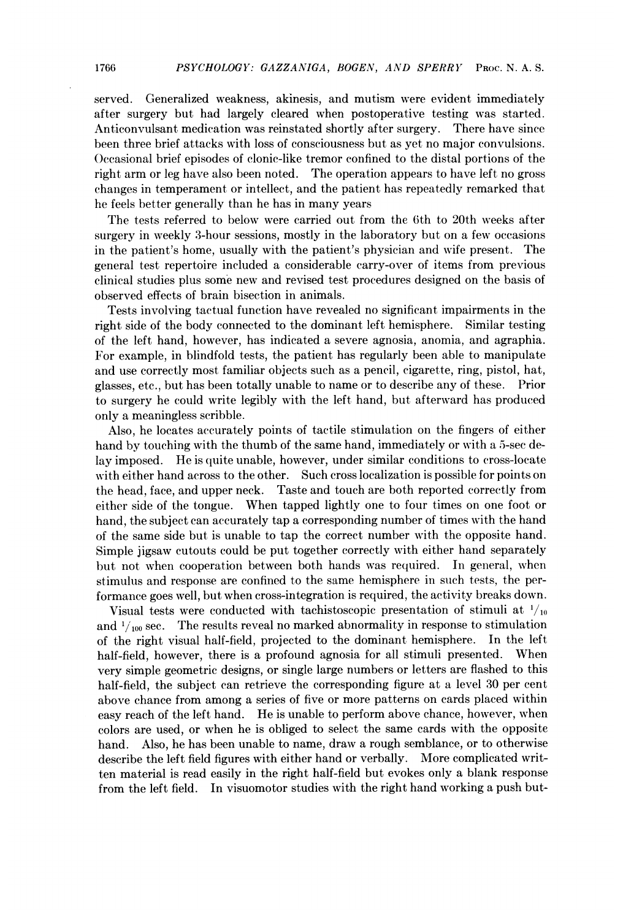served. Generalized weakness, akinesis, and mutism were evident immediately after surgery but had largely cleared when postoperative testing was started. Anticonvulsant medication was reinstated shortly after surgery. There have since been three brief attacks with loss of consciousness but as yet no major convulsions. Occasional brief episodes of clonic-like tremor confined to the distal portions of the right arm or leg have also been noted. The operation appears to have left no gross changes in temperament or intellect, and the patient has repeatedly remarked that he feels better generally than he has in many years

The tests referred to below were carried out from the 6th to 20th weeks after surgery in weekly 3-hour sessions, mostly in the laboratory but on a few occasions in the patient's home, usually with the patient's physician and wife present. The general test repertoire included a considerable carry-over of items from previous clinical studies plus some new and revised test procedures designed on the basis of observed effects of brain bisection in animals.

Tests involving tactual function have revealed no significant impairments in the right side of the body connected to the dominant left hemisphere. Similar testing of the left hand, however, has indicated a severe agnosia, anomia, and agraphia. For example, in blindfold tests, the patient has regularly been able to manipulate and use correctly most familiar objects such as a pencil, cigarette, ring, pistol, hat, glasses, etc., but has been totally unable to name or to describe any of these. Prior to surgery he could write legibly with the left hand, but afterward has produced only a meaningless scribble.

Also, he locates accurately points of tactile stimulation on the fingers of either hand by touching with the thumb of the same hand, immediately or with a 5-sec delay imposed. He is quite unable, however, under similar conditions to cross-locate with either hand across to the other. Such cross localization is possible for points on the head, face, and upper neck. Taste and touch are both reported correctly from either side of the tongue. When tapped lightly one to four times on one foot or hand, the subject can accurately tap a corresponding number of times with the hand of the same side but is unable to tap the correct number with the opposite hand. Simple jigsaw cutouts could be put together correctly with either hand separately but not when cooperation between both hands was required. In general, when stimulus and response are confined to the same hemisphere in such tests, the performance goes well, but when cross-integration is required, the activity breaks down.

Visual tests were conducted with tachistoscopic presentation of stimuli at $^1/_{10}$ and $^1/_{100}$ sec. The results reveal no marked abnormality in response to stimulation of the right visual half-field, projected to the dominant hemisphere. In the left half-field, however, there is a profound agnosia for all stimuli presented. When very simple geometric designs, or single large numbers or letters are flashed to this half-field, the subject can retrieve the corresponding figure at a level 30 per cent above chance from among a series of five or more patterns on cards placed within easy reach of the left hand. He is unable to perform above chance, however, when colors are used, or when he is obliged to select the same cards with the opposite hand. Also, he has been unable to name, draw a rough semblance, or to otherwise describe the left field figures with either hand or verbally. More complicated written material is read easily in the right half-field but evokes only a blank response from the left field. In visuomotor studies with the right hand working a push but-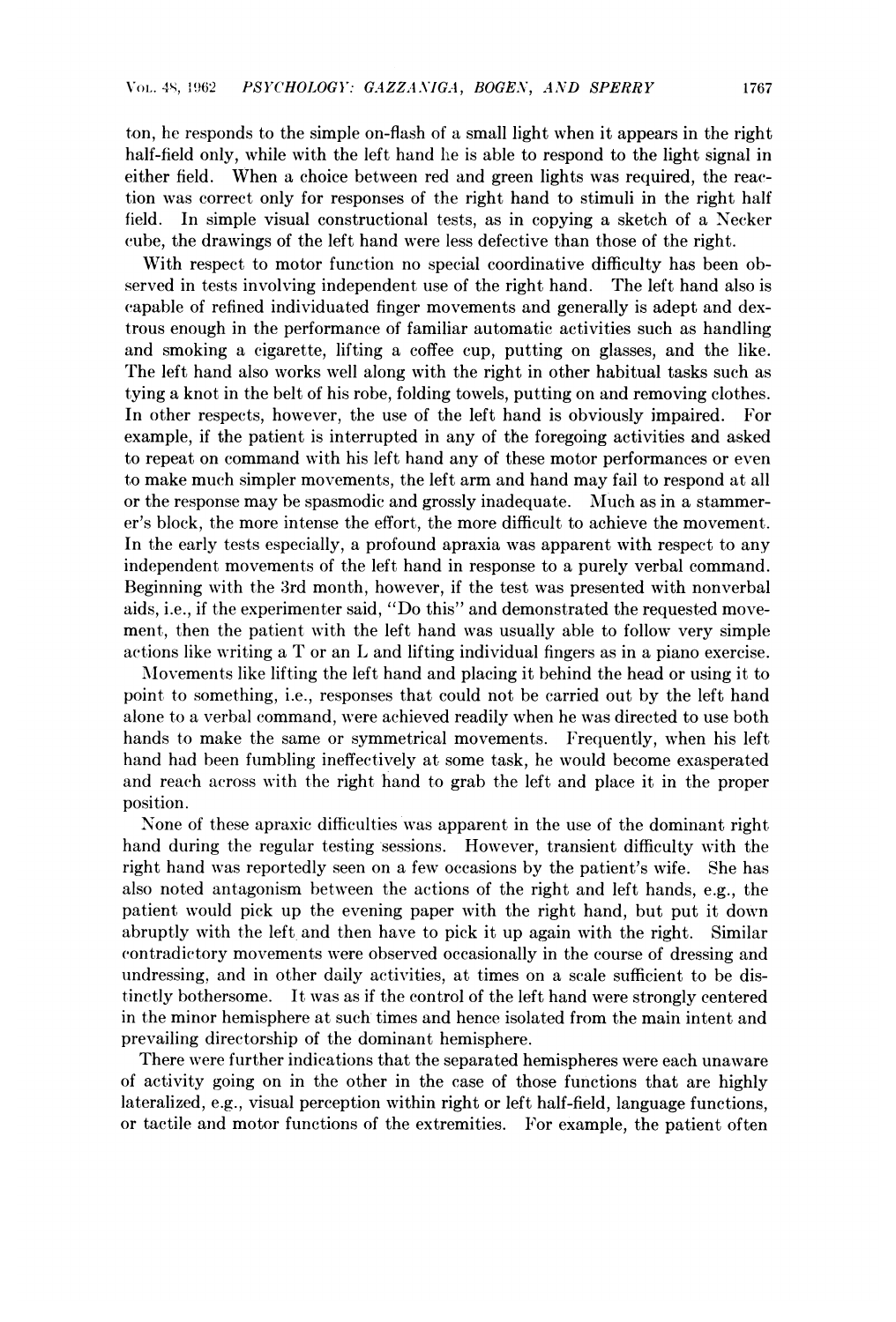ton, he responds to the simple on-flash of a small light when it appears in the right half-field only, while with the left hand he is able to respond to the light signal in either field. When a choice between red and green lights was required, the reaction was correct only for responses of the right hand to stimuli in the right half field. In simple visual constructional tests, as in copying a sketch of a Necker cube, the drawings of the left hand were less defective than those of the right.

With respect to motor function no special coordinative difficulty has been observed in tests involving independent use of the right hand. The left hand also is capable of refined individuated finger movements and generally is adept and dextrous enough in the performance of familiar automatic activities such as handling and smoking a cigarette, lifting a coffee cup, putting on glasses, and the like. The left hand also works well along with the right in other habitual tasks such as tying a knot in the belt of his robe, folding towels, putting on and removing clothes. In other respects, however, the use of the left hand is obviously impaired. For example, if the patient is interrupted in any of the foregoing activities and asked to repeat on command with his left hand any of these motor performances or even to make much simpler movements, the left arm and hand may fail to respond at all or the response may be spasmodic and grossly inadequate. Much as in a stammerer's block, the more intense the effort, the more difficult to achieve the movement. In the early tests especially, a profound apraxia was apparent with respect to any independent movements of the left hand in response to a purely verbal command. Beginning with the 3rd month, however, if the test was presented with nonverbal aids, i.e., if the experimenter said, "Do this" and demonstrated the requested movement, then the patient with the left hand was usually able to follow very simple actions like writing a T or an L and lifting individual fingers as in a piano exercise.

Movements like lifting the left hand and placing it behind the head or using it to point to something, i.e., responses that could not be carried out by the left hand alone to a verbal command, were achieved readily when he was directed to use both hands to make the same or symmetrical movements. Frequently, when his left hand had been fumbling ineffectively at some task, he would become exasperated and reach across with the right hand to grab the left and place it in the proper position.

None of these apraxic difficulties was apparent in the use of the dominant right hand during the regular testing sessions. However, transient difficulty with the right hand was reportedly seen on a few occasions by the patient's wife. She has also noted antagonism between the actions of the right and left hands, e.g., the patient would pick up the evening paper with the right hand, but put it down abruptly with the left and then have to pick it up again with the right. Similar contradictory movements were observed occasionally in the course of dressing and undressing, and in other daily activities, at times on a scale sufficient to be distinctly bothersome. It was as if the control of the left hand were strongly centered in the minor hemisphere at such times and hence isolated from the main intent and prevailing directorship of the dominant hemisphere.

There were further indications that the separated hemispheres were each unaware of activity going on in the other in the case of those functions that are highly lateralized, e.g., visual perception within right or left half-field, language functions, or tactile and motor functions of the extremities. For example, the patient often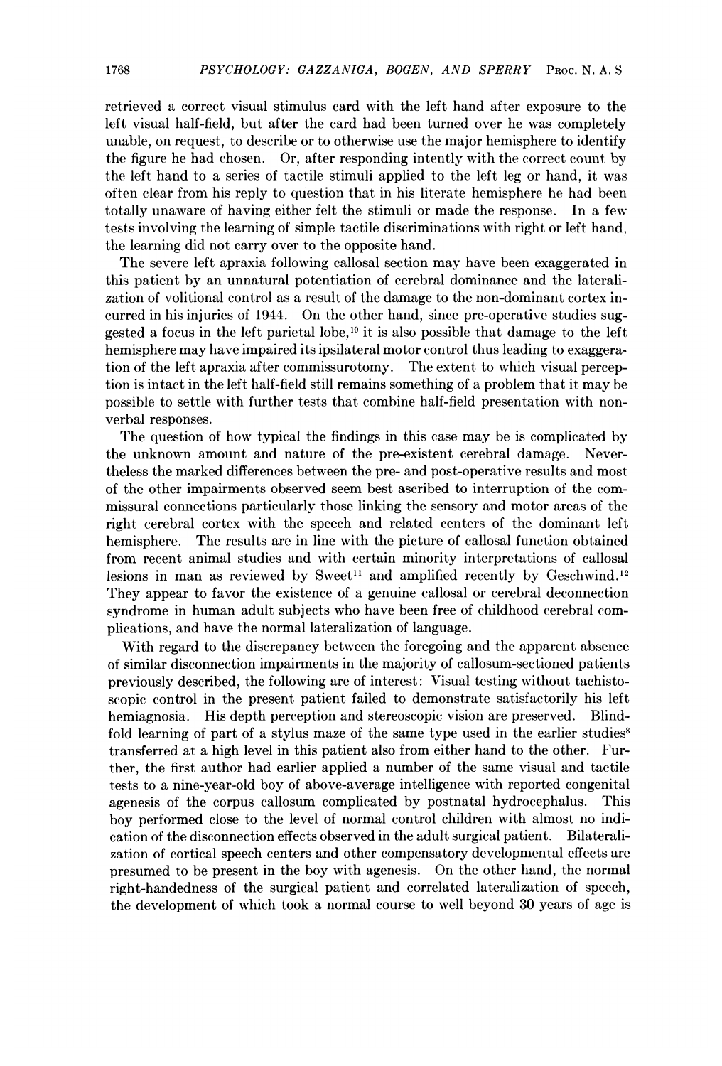retrieved a correct visual stimulus card with the left hand after exposure to the left visual half-field, but after the card had been turned over he was completely unable, on request, to describe or to otherwise use the major hemisphere to identify the figure he had chosen. Or, after responding intently with the correct count by the left hand to a series of tactile stimuli applied to the left leg or hand, it was often clear from his reply to question that in his literate hemisphere he had been totally unaware of having either felt the stimuli or made the response. In a few tests involving the learning of simple tactile discriminations with right or left hand, the learning did not carry over to the opposite hand.

The severe left apraxia following callosal section may have been exaggerated in this patient by an unnatural potentiation of cerebral dominance and the lateralization of volitional control as a result of the damage to the non-dominant cortex incurred in his injuries of 1944. On the other hand, since pre-operative studies suggested a focus in the left parietal lobe,[10] it is also possible that damage to the left hemisphere may have impaired its ipsilateral motor control thus leading to exaggeration of the left apraxia after commissurotomy. The extent to which visual perception is intact in the left half-field still remains something of a problem that it may be possible to settle with further tests that combine half-field presentation with non-verbal responses.

The question of how typical the findings in this case may be is complicated by the unknown amount and nature of the pre-existent cerebral damage. Nevertheless the marked differences between the pre- and post-operative results and most of the other impairments observed seem best ascribed to interruption of the commissural connections particularly those linking the sensory and motor areas of the right cerebral cortex with the speech and related centers of the dominant left hemisphere. The results are in line with the picture of callosal function obtained from recent animal studies and with certain minority interpretations of callosal lesions in man as reviewed by Sweet[11] and amplified recently by Geschwind.[12] They appear to favor the existence of a genuine callosal or cerebral deconnection syndrome in human adult subjects who have been free of childhood cerebral complications, and have the normal lateralization of language.

With regard to the discrepancy between the foregoing and the apparent absence of similar disconnection impairments in the majority of callosum-sectioned patients previously described, the following are of interest: Visual testing without tachistoscopic control in the present patient failed to demonstrate satisfactorily his left hemiagnosia. His depth perception and stereoscopic vision are preserved. Blindfold learning of part of a stylus maze of the same type used in the earlier studies[8] transferred at a high level in this patient also from either hand to the other. Further, the first author had earlier applied a number of the same visual and tactile tests to a nine-year-old boy of above-average intelligence with reported congenital agenesis of the corpus callosum complicated by postnatal hydrocephalus. This boy performed close to the level of normal control children with almost no indication of the disconnection effects observed in the adult surgical patient. Bilateralization of cortical speech centers and other compensatory developmental effects are presumed to be present in the boy with agenesis. On the other hand, the normal right-handedness of the surgical patient and correlated lateralization of speech, the development of which took a normal course to well beyond 30 years of age is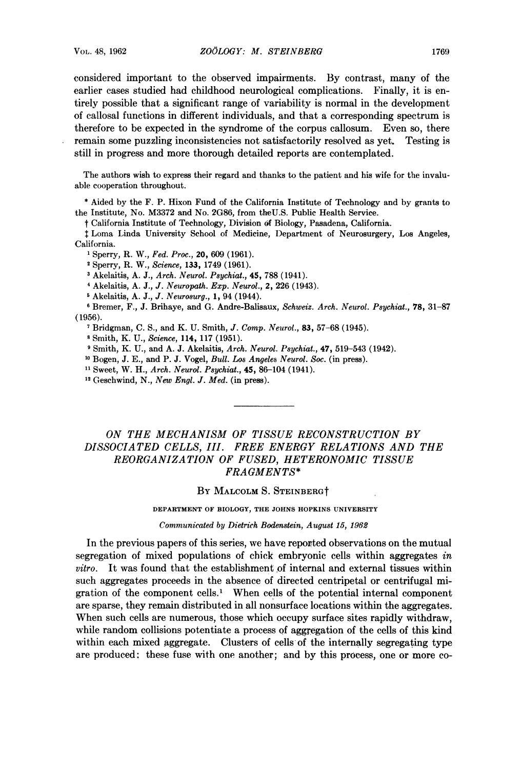considered important to the observed impairments. By contrast, many of the earlier cases studied had childhood neurological complications. Finally, it is entirely possible that a significant range of variability is normal in the development of callosal functions in different individuals, and that a corresponding spectrum is therefore to be expected in the syndrome of the corpus callosum. Even so, there remain some puzzling inconsistencies not satisfactorily resolved as yet. Testing is still in progress and more thorough detailed reports are contemplated.

The authors wish to express their regard and thanks to the patient and his wife for the invaluable cooperation throughout.

\* Aided by the F. P. Hixon Fund of the California Institute of Technology and by grants to the Institute, No. M3372 and No. 2G86, from the U.S. Public Health Service.

† California Institute of Technology, Division of Biology, Pasadena, California.

‡ Loma Linda University School of Medicine, Department of Neurosurgery, Los Angeles, California.

[1] Sperry, R. W., *Fed. Proc.*, **20**, 609 (1961).

[2] Sperry, R. W., *Science*, **133**, 1749 (1961).

[3] Akelaitis, A. J., *Arch. Neurol. Psychiat.*, **45**, 788 (1941).

[4] Akelaitis, A. J., *J. Neuropath. Exp. Neurol.*, **2**, 226 (1943).

[5] Akelaitis, A. J., *J. Neurosurg.*, **1**, 94 (1944).

[6] Bremer, F., J. Brihaye, and G. Andre-Balisaux, *Schweiz. Arch. Neurol. Psychiat.*, **78**, 31–87 (1956).

[7] Bridgman, C. S., and K. U. Smith, *J. Comp. Neurol.*, **83**, 57–68 (1945).

[8] Smith, K. U., *Science*, **114**, 117 (1951).

[9] Smith, K. U., and A. J. Akelaitis, *Arch. Neurol. Psychiat.*, **47**, 519–543 (1942).

[10] Bogen, J. E., and P. J. Vogel, *Bull. Los Angeles Neurol. Soc.* (in press).

[11] Sweet, W. H., *Arch. Neurol. Psychiat.*, **45**, 86–104 (1941).

[12] Geschwind, N., *New Engl. J. Med.* (in press).

---

# ON THE MECHANISM OF TISSUE RECONSTRUCTION BY DISSOCIATED CELLS, III. FREE ENERGY RELATIONS AND THE REORGANIZATION OF FUSED, HETERONOMIC TISSUE FRAGMENTS*

By Malcolm S. Steinberg†

DEPARTMENT OF BIOLOGY, THE JOHNS HOPKINS UNIVERSITY

*Communicated by Dietrich Bodenstein, August 15, 1962*

In the previous papers of this series, we have reported observations on the mutual segregation of mixed populations of chick embryonic cells within aggregates *in vitro*. It was found that the establishment of internal and external tissues within such aggregates proceeds in the absence of directed centripetal or centrifugal migration of the component cells.[1] When cells of the potential internal component are sparse, they remain distributed in all nonsurface locations within the aggregates. When such cells are numerous, those which occupy surface sites rapidly withdraw, while random collisions potentiate a process of aggregation of the cells of this kind within each mixed aggregate. Clusters of cells of the internally segregating type are produced; these fuse with one another; and by this process, one or more co-